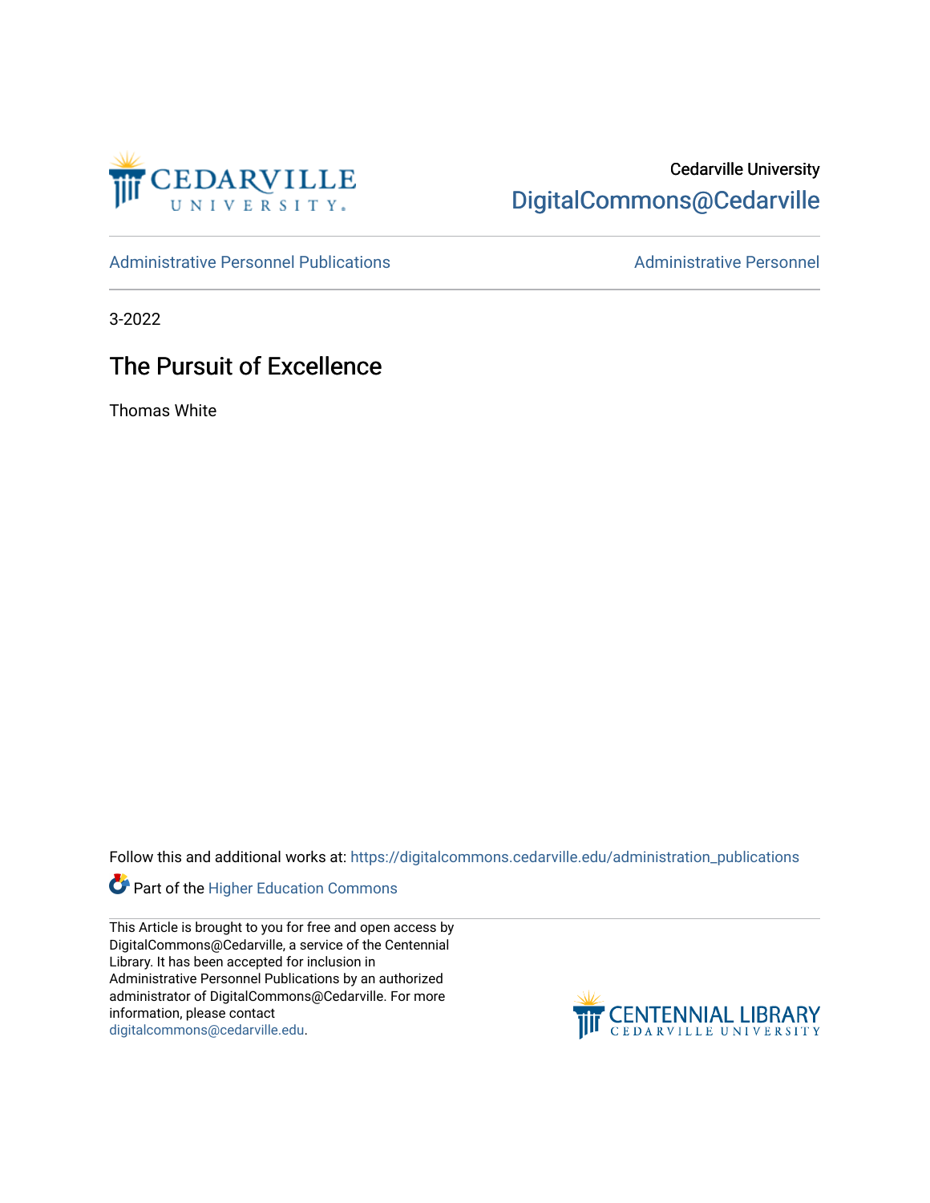Cedarville University

DigitalCommons@Cedarville

Administrative Personnel Publications

Administrative Personnel

3-2022

# The Pursuit of Excellence

Thomas White

Follow this and additional works at: https://digitalcommons.cedarville.edu/administration_publications

Part of the Higher Education Commons

This Article is brought to you for free and open access by DigitalCommons@Cedarville, a service of the Centennial Library. It has been accepted for inclusion in Administrative Personnel Publications by an authorized administrator of DigitalCommons@Cedarville. For more information, please contact digitalcommons@cedarville.edu.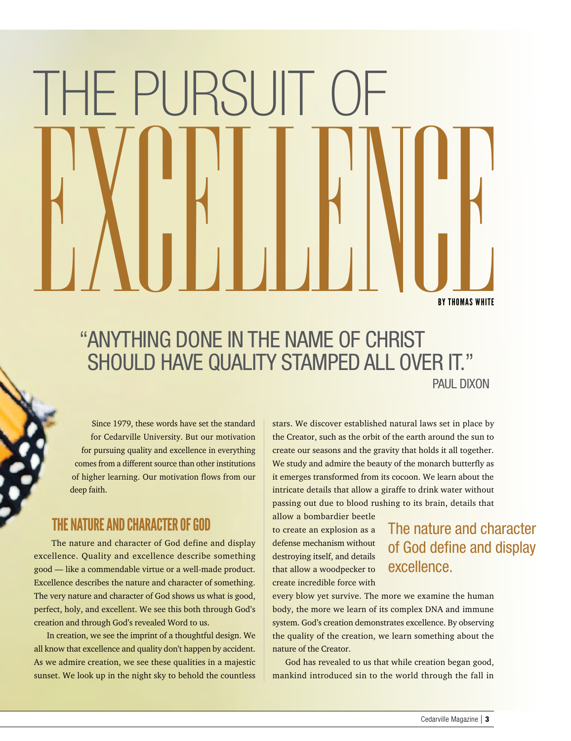# THE PURSUIT OF EXCELLENCE

**BY THOMAS WHITE**

> "ANYTHING DONE IN THE NAME OF CHRIST SHOULD HAVE QUALITY STAMPED ALL OVER IT."
>
> PAUL DIXON

Since 1979, these words have set the standard for Cedarville University. But our motivation for pursuing quality and excellence in everything comes from a different source than other institutions of higher learning. Our motivation flows from our deep faith.

## THE NATURE AND CHARACTER OF GOD

The nature and character of God define and display excellence. Quality and excellence describe something good — like a commendable virtue or a well-made product. Excellence describes the nature and character of something. The very nature and character of God shows us what is good, perfect, holy, and excellent. We see this both through God's creation and through God's revealed Word to us.

In creation, we see the imprint of a thoughtful design. We all know that excellence and quality don't happen by accident. As we admire creation, we see these qualities in a majestic sunset. We look up in the night sky to behold the countless stars. We discover established natural laws set in place by the Creator, such as the orbit of the earth around the sun to create our seasons and the gravity that holds it all together. We study and admire the beauty of the monarch butterfly as it emerges transformed from its cocoon. We learn about the intricate details that allow a giraffe to drink water without passing out due to blood rushing to its brain, details that allow a bombardier beetle to create an explosion as a defense mechanism without destroying itself, and details that allow a woodpecker to create incredible force with every blow yet survive. The more we examine the human body, the more we learn of its complex DNA and immune system. God's creation demonstrates excellence. By observing the quality of the creation, we learn something about the nature of the Creator.

> The nature and character of God define and display excellence.

God has revealed to us that while creation began good, mankind introduced sin to the world through the fall in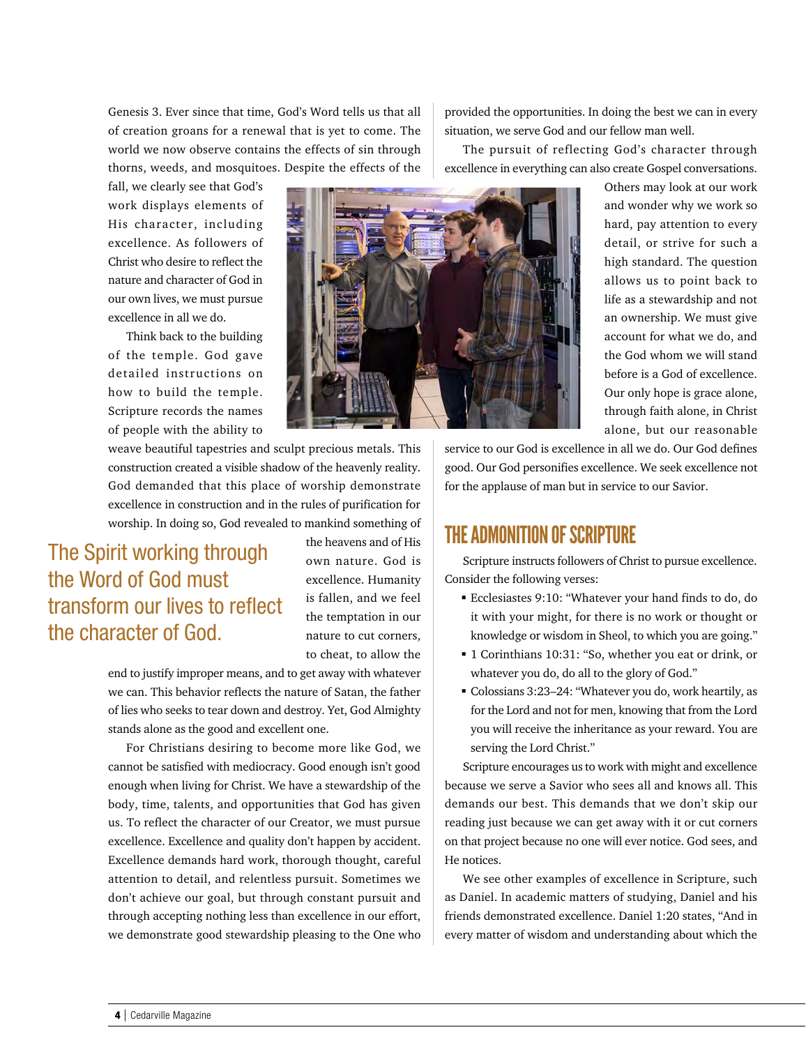Genesis 3. Ever since that time, God's Word tells us that all of creation groans for a renewal that is yet to come. The world we now observe contains the effects of sin through thorns, weeds, and mosquitoes. Despite the effects of the fall, we clearly see that God's work displays elements of His character, including excellence. As followers of Christ who desire to reflect the nature and character of God in our own lives, we must pursue excellence in all we do.

Think back to the building of the temple. God gave detailed instructions on how to build the temple. Scripture records the names of people with the ability to weave beautiful tapestries and sculpt precious metals. This construction created a visible shadow of the heavenly reality. God demanded that this place of worship demonstrate excellence in construction and in the rules of purification for worship. In doing so, God revealed to mankind something of the heavens and of His own nature. God is excellence. Humanity is fallen, and we feel the temptation in our nature to cut corners, to cheat, to allow the end to justify improper means, and to get away with whatever we can. This behavior reflects the nature of Satan, the father of lies who seeks to tear down and destroy. Yet, God Almighty stands alone as the good and excellent one.

> The Spirit working through the Word of God must transform our lives to reflect the character of God.

For Christians desiring to become more like God, we cannot be satisfied with mediocracy. Good enough isn't good enough when living for Christ. We have a stewardship of the body, time, talents, and opportunities that God has given us. To reflect the character of our Creator, we must pursue excellence. Excellence and quality don't happen by accident. Excellence demands hard work, thorough thought, careful attention to detail, and relentless pursuit. Sometimes we don't achieve our goal, but through constant pursuit and through accepting nothing less than excellence in our effort, we demonstrate good stewardship pleasing to the One who provided the opportunities. In doing the best we can in every situation, we serve God and our fellow man well.

The pursuit of reflecting God's character through excellence in everything can also create Gospel conversations. Others may look at our work and wonder why we work so hard, pay attention to every detail, or strive for such a high standard. The question allows us to point back to life as a stewardship and not an ownership. We must give account for what we do, and the God whom we will stand before is a God of excellence. Our only hope is grace alone, through faith alone, in Christ alone, but our reasonable service to our God is excellence in all we do. Our God defines good. Our God personifies excellence. We seek excellence not for the applause of man but in service to our Savior.

## THE ADMONITION OF SCRIPTURE

Scripture instructs followers of Christ to pursue excellence. Consider the following verses:

- Ecclesiastes 9:10: "Whatever your hand finds to do, do it with your might, for there is no work or thought or knowledge or wisdom in Sheol, to which you are going."
- 1 Corinthians 10:31: "So, whether you eat or drink, or whatever you do, do all to the glory of God."
- Colossians 3:23–24: "Whatever you do, work heartily, as for the Lord and not for men, knowing that from the Lord you will receive the inheritance as your reward. You are serving the Lord Christ."

Scripture encourages us to work with might and excellence because we serve a Savior who sees all and knows all. This demands our best. This demands that we don't skip our reading just because we can get away with it or cut corners on that project because no one will ever notice. God sees, and He notices.

We see other examples of excellence in Scripture, such as Daniel. In academic matters of studying, Daniel and his friends demonstrated excellence. Daniel 1:20 states, "And in every matter of wisdom and understanding about which the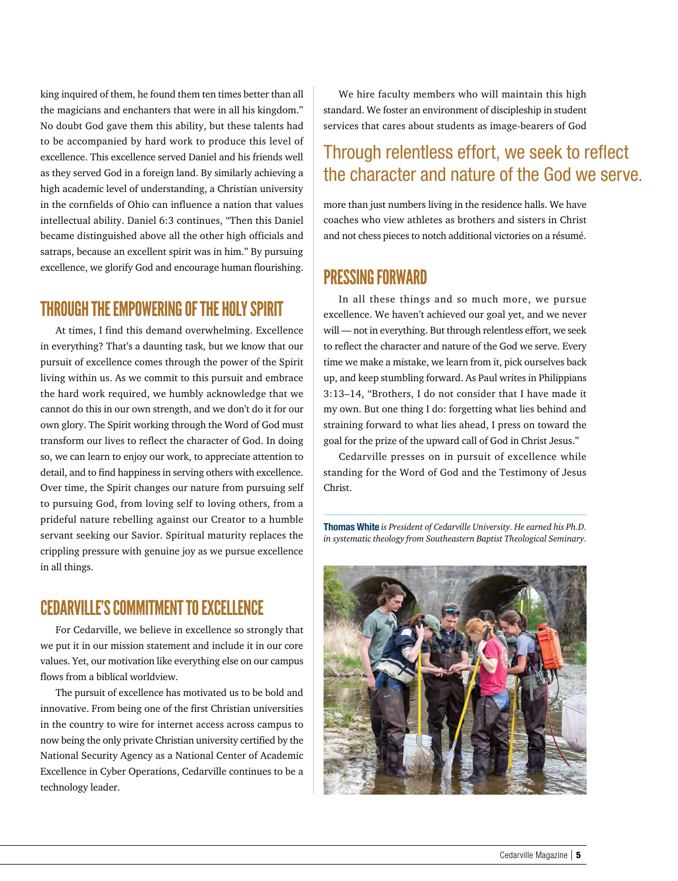king inquired of them, he found them ten times better than all the magicians and enchanters that were in all his kingdom." No doubt God gave them this ability, but these talents had to be accompanied by hard work to produce this level of excellence. This excellence served Daniel and his friends well as they served God in a foreign land. By similarly achieving a high academic level of understanding, a Christian university in the cornfields of Ohio can influence a nation that values intellectual ability. Daniel 6:3 continues, "Then this Daniel became distinguished above all the other high officials and satraps, because an excellent spirit was in him." By pursuing excellence, we glorify God and encourage human flourishing.

## THROUGH THE EMPOWERING OF THE HOLY SPIRIT

At times, I find this demand overwhelming. Excellence in everything? That's a daunting task, but we know that our pursuit of excellence comes through the power of the Spirit living within us. As we commit to this pursuit and embrace the hard work required, we humbly acknowledge that we cannot do this in our own strength, and we don't do it for our own glory. The Spirit working through the Word of God must transform our lives to reflect the character of God. In doing so, we can learn to enjoy our work, to appreciate attention to detail, and to find happiness in serving others with excellence. Over time, the Spirit changes our nature from pursuing self to pursuing God, from loving self to loving others, from a prideful nature rebelling against our Creator to a humble servant seeking our Savior. Spiritual maturity replaces the crippling pressure with genuine joy as we pursue excellence in all things.

## CEDARVILLE'S COMMITMENT TO EXCELLENCE

For Cedarville, we believe in excellence so strongly that we put it in our mission statement and include it in our core values. Yet, our motivation like everything else on our campus flows from a biblical worldview.

The pursuit of excellence has motivated us to be bold and innovative. From being one of the first Christian universities in the country to wire for internet access across campus to now being the only private Christian university certified by the National Security Agency as a National Center of Academic Excellence in Cyber Operations, Cedarville continues to be a technology leader.

We hire faculty members who will maintain this high standard. We foster an environment of discipleship in student services that cares about students as image-bearers of God more than just numbers living in the residence halls. We have coaches who view athletes as brothers and sisters in Christ and not chess pieces to notch additional victories on a résumé.

> Through relentless effort, we seek to reflect the character and nature of the God we serve.

## PRESSING FORWARD

In all these things and so much more, we pursue excellence. We haven't achieved our goal yet, and we never will — not in everything. But through relentless effort, we seek to reflect the character and nature of the God we serve. Every time we make a mistake, we learn from it, pick ourselves back up, and keep stumbling forward. As Paul writes in Philippians 3:13–14, "Brothers, I do not consider that I have made it my own. But one thing I do: forgetting what lies behind and straining forward to what lies ahead, I press on toward the goal for the prize of the upward call of God in Christ Jesus."

Cedarville presses on in pursuit of excellence while standing for the Word of God and the Testimony of Jesus Christ.

**Thomas White** *is President of Cedarville University. He earned his Ph.D. in systematic theology from Southeastern Baptist Theological Seminary.*